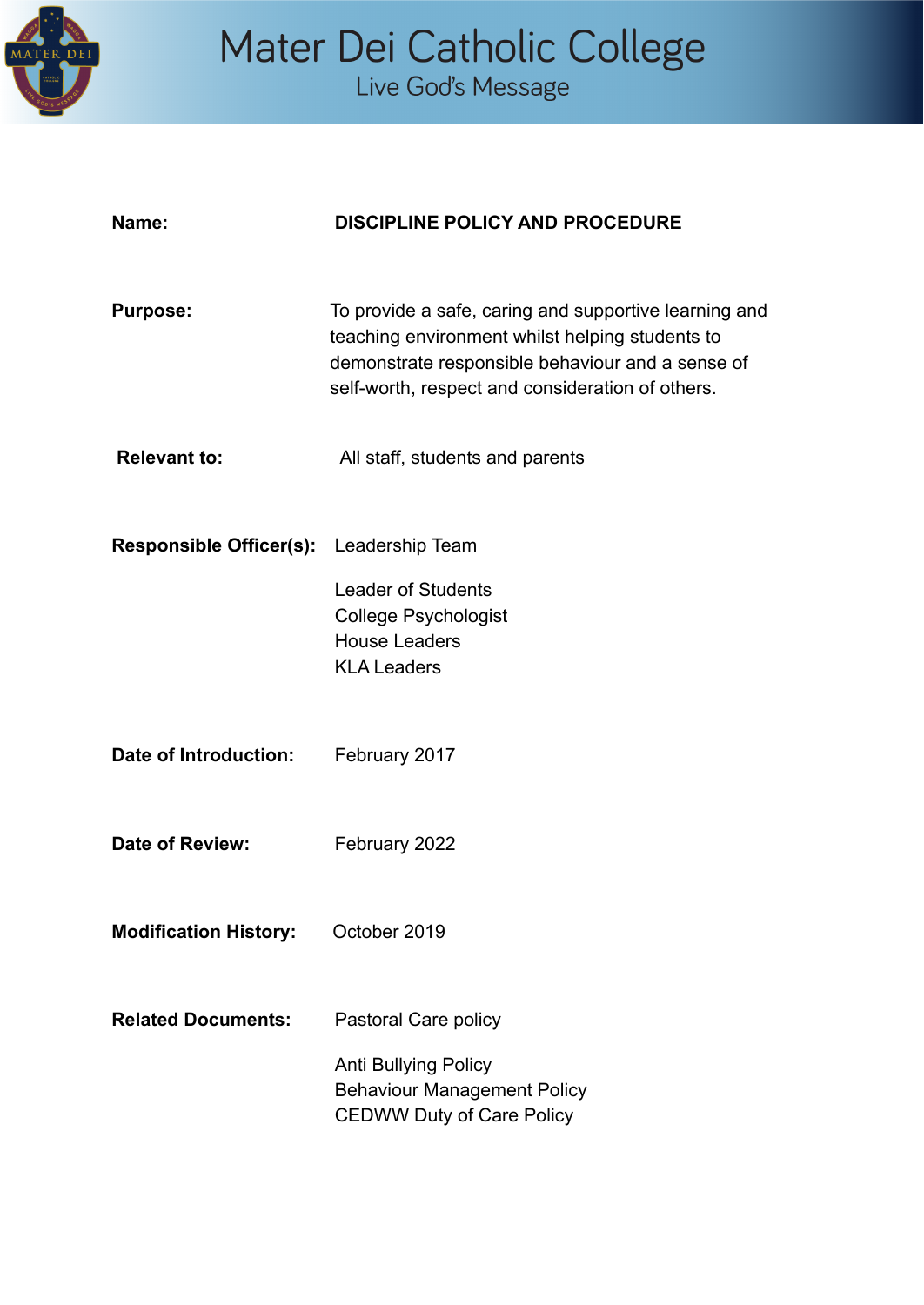# Mater Dei Catholic College

Live God's Message

| | |
|---|---|
| **Name:** | **DISCIPLINE POLICY AND PROCEDURE** |
| **Purpose:** | To provide a safe, caring and supportive learning and teaching environment whilst helping students to demonstrate responsible behaviour and a sense of self-worth, respect and consideration of others. |
| **Relevant to:** | All staff, students and parents |
| **Responsible Officer(s):** | Leadership Team<br><br>Leader of Students<br>College Psychologist<br>House Leaders<br>KLA Leaders |
| **Date of Introduction:** | February 2017 |
| **Date of Review:** | February 2022 |
| **Modification History:** | October 2019 |
| **Related Documents:** | Pastoral Care policy<br><br>Anti Bullying Policy<br>Behaviour Management Policy<br>CEDWW Duty of Care Policy |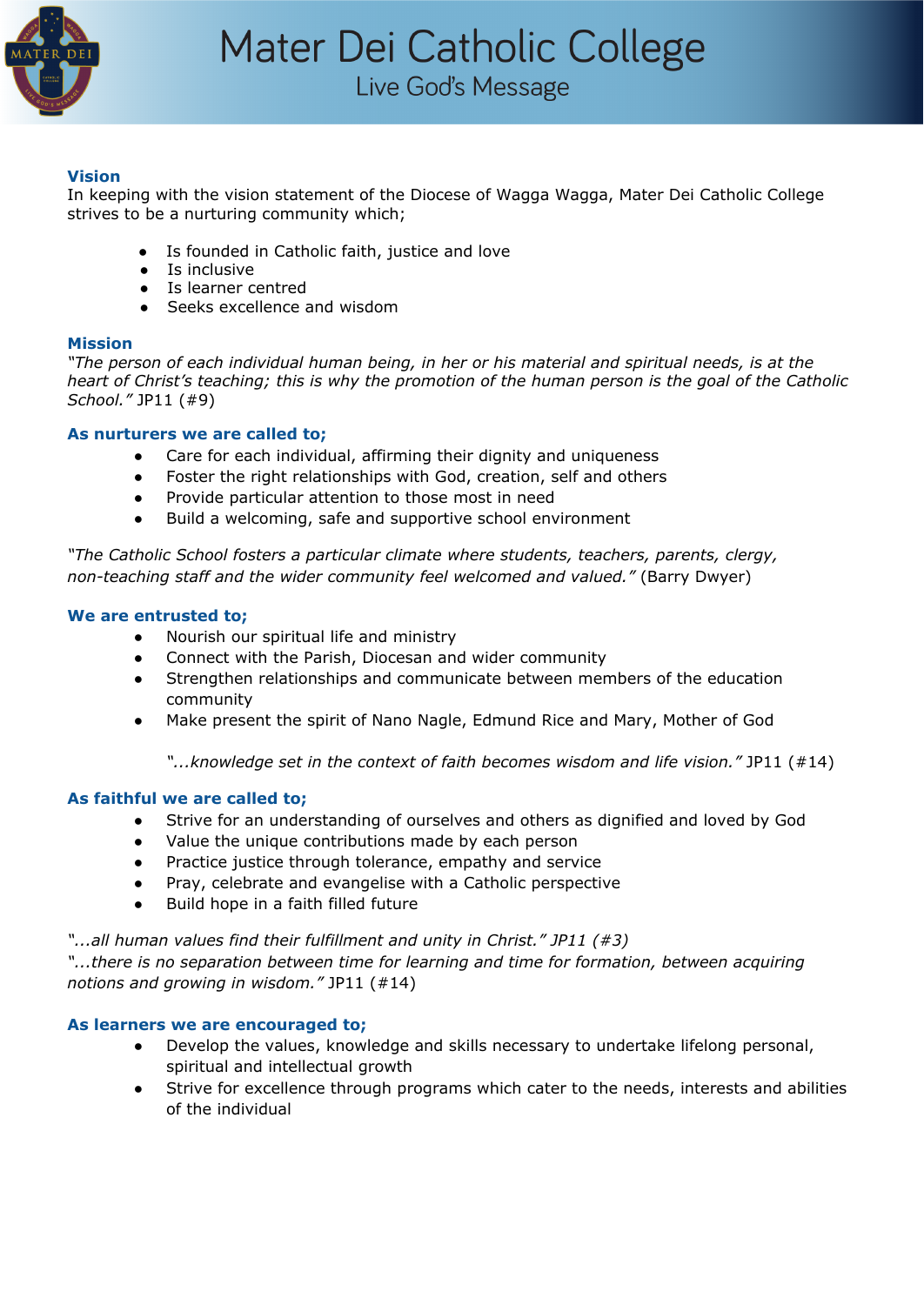# Mater Dei Catholic College

Live God's Message

## Vision

In keeping with the vision statement of the Diocese of Wagga Wagga, Mater Dei Catholic College strives to be a nurturing community which;

- Is founded in Catholic faith, justice and love
- Is inclusive
- Is learner centred
- Seeks excellence and wisdom

## Mission

*"The person of each individual human being, in her or his material and spiritual needs, is at the heart of Christ's teaching; this is why the promotion of the human person is the goal of the Catholic School."* JP11 (#9)

### As nurturers we are called to;

- Care for each individual, affirming their dignity and uniqueness
- Foster the right relationships with God, creation, self and others
- Provide particular attention to those most in need
- Build a welcoming, safe and supportive school environment

*"The Catholic School fosters a particular climate where students, teachers, parents, clergy, non-teaching staff and the wider community feel welcomed and valued."* (Barry Dwyer)

### We are entrusted to;

- Nourish our spiritual life and ministry
- Connect with the Parish, Diocesan and wider community
- Strengthen relationships and communicate between members of the education community
- Make present the spirit of Nano Nagle, Edmund Rice and Mary, Mother of God

*"...knowledge set in the context of faith becomes wisdom and life vision."* JP11 (#14)

### As faithful we are called to;

- Strive for an understanding of ourselves and others as dignified and loved by God
- Value the unique contributions made by each person
- Practice justice through tolerance, empathy and service
- Pray, celebrate and evangelise with a Catholic perspective
- Build hope in a faith filled future

*"...all human values find their fulfillment and unity in Christ." JP11 (#3)*
*"...there is no separation between time for learning and time for formation, between acquiring notions and growing in wisdom."* JP11 (#14)

### As learners we are encouraged to;

- Develop the values, knowledge and skills necessary to undertake lifelong personal, spiritual and intellectual growth
- Strive for excellence through programs which cater to the needs, interests and abilities of the individual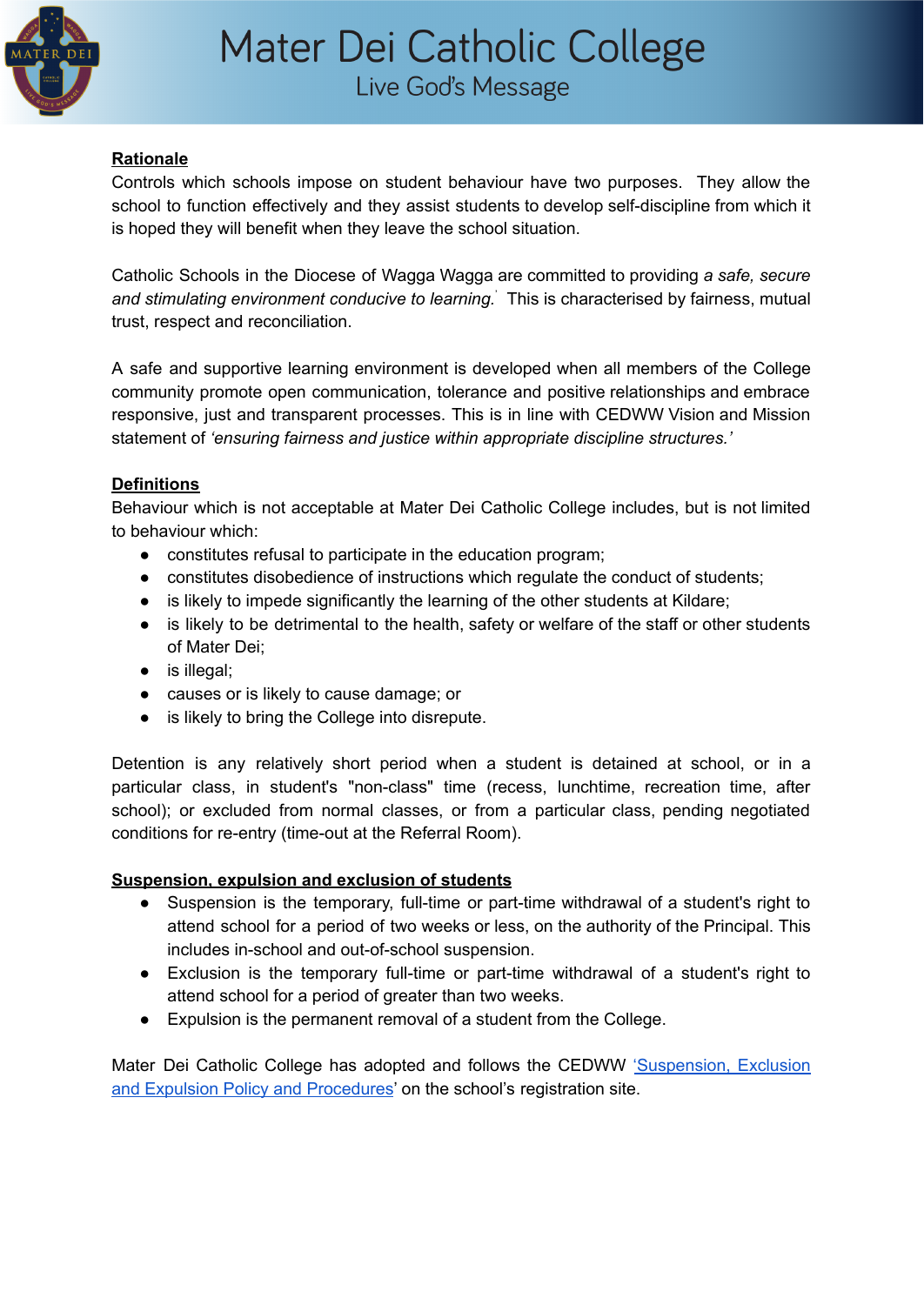**Rationale**

Controls which schools impose on student behaviour have two purposes. They allow the school to function effectively and they assist students to develop self-discipline from which it is hoped they will benefit when they leave the school situation.

Catholic Schools in the Diocese of Wagga Wagga are committed to providing *a safe, secure and stimulating environment conducive to learning.* This is characterised by fairness, mutual trust, respect and reconciliation.

A safe and supportive learning environment is developed when all members of the College community promote open communication, tolerance and positive relationships and embrace responsive, just and transparent processes. This is in line with CEDWW Vision and Mission statement of *'ensuring fairness and justice within appropriate discipline structures.'*

**Definitions**

Behaviour which is not acceptable at Mater Dei Catholic College includes, but is not limited to behaviour which:

- constitutes refusal to participate in the education program;
- constitutes disobedience of instructions which regulate the conduct of students;
- is likely to impede significantly the learning of the other students at Kildare;
- is likely to be detrimental to the health, safety or welfare of the staff or other students of Mater Dei;
- is illegal;
- causes or is likely to cause damage; or
- is likely to bring the College into disrepute.

Detention is any relatively short period when a student is detained at school, or in a particular class, in student's "non-class" time (recess, lunchtime, recreation time, after school); or excluded from normal classes, or from a particular class, pending negotiated conditions for re-entry (time-out at the Referral Room).

**Suspension, expulsion and exclusion of students**

- Suspension is the temporary, full-time or part-time withdrawal of a student's right to attend school for a period of two weeks or less, on the authority of the Principal. This includes in-school and out-of-school suspension.
- Exclusion is the temporary full-time or part-time withdrawal of a student's right to attend school for a period of greater than two weeks.
- Expulsion is the permanent removal of a student from the College.

Mater Dei Catholic College has adopted and follows the CEDWW 'Suspension, Exclusion and Expulsion Policy and Procedures' on the school's registration site.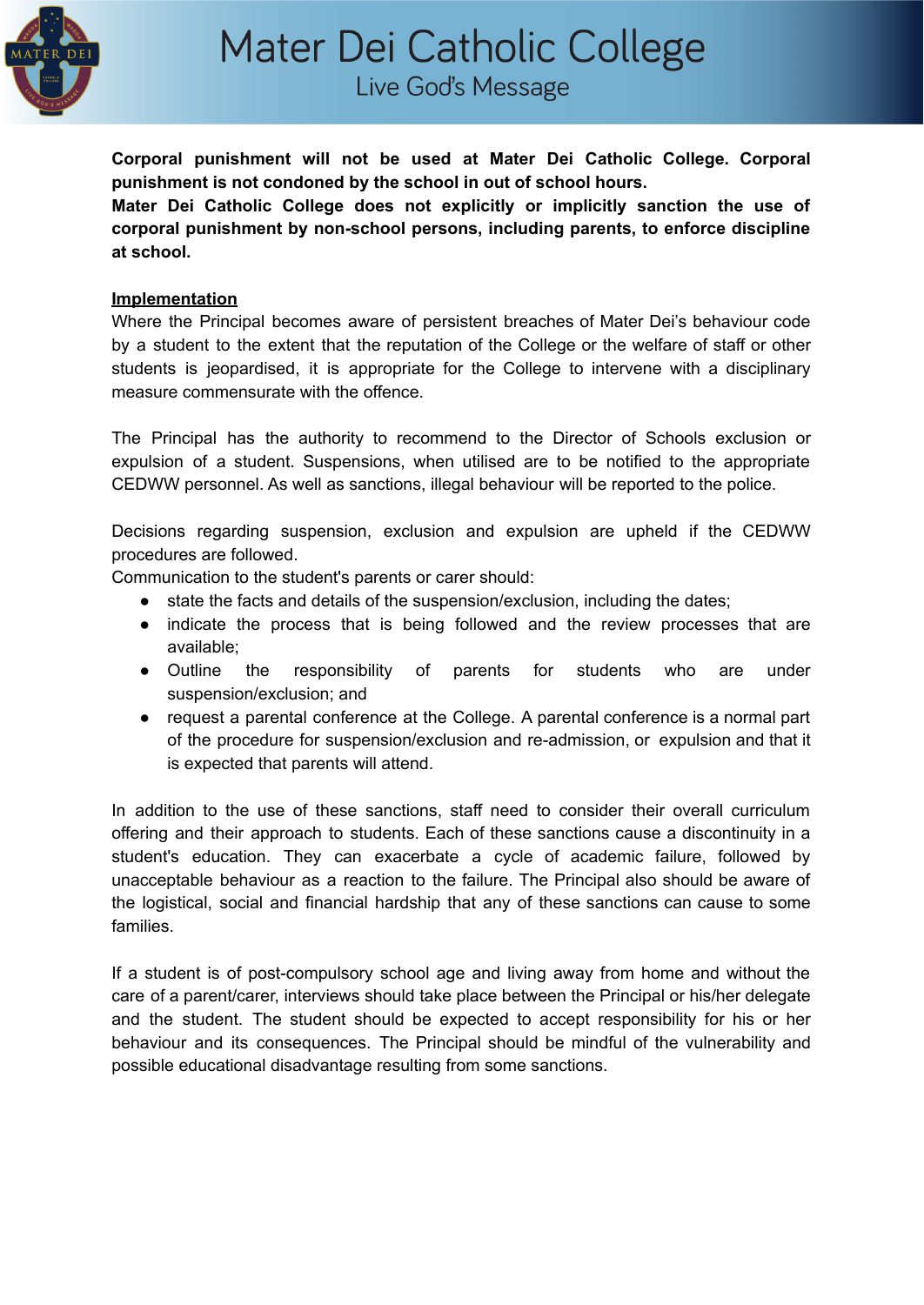**Corporal punishment will not be used at Mater Dei Catholic College. Corporal punishment is not condoned by the school in out of school hours.**
**Mater Dei Catholic College does not explicitly or implicitly sanction the use of corporal punishment by non-school persons, including parents, to enforce discipline at school.**

**Implementation**

Where the Principal becomes aware of persistent breaches of Mater Dei's behaviour code by a student to the extent that the reputation of the College or the welfare of staff or other students is jeopardised, it is appropriate for the College to intervene with a disciplinary measure commensurate with the offence.

The Principal has the authority to recommend to the Director of Schools exclusion or expulsion of a student. Suspensions, when utilised are to be notified to the appropriate CEDWW personnel. As well as sanctions, illegal behaviour will be reported to the police.

Decisions regarding suspension, exclusion and expulsion are upheld if the CEDWW procedures are followed.
Communication to the student's parents or carer should:

- state the facts and details of the suspension/exclusion, including the dates;
- indicate the process that is being followed and the review processes that are available;
- Outline the responsibility of parents for students who are under suspension/exclusion; and
- request a parental conference at the College. A parental conference is a normal part of the procedure for suspension/exclusion and re-admission, or expulsion and that it is expected that parents will attend.

In addition to the use of these sanctions, staff need to consider their overall curriculum offering and their approach to students. Each of these sanctions cause a discontinuity in a student's education. They can exacerbate a cycle of academic failure, followed by unacceptable behaviour as a reaction to the failure. The Principal also should be aware of the logistical, social and financial hardship that any of these sanctions can cause to some families.

If a student is of post-compulsory school age and living away from home and without the care of a parent/carer, interviews should take place between the Principal or his/her delegate and the student. The student should be expected to accept responsibility for his or her behaviour and its consequences. The Principal should be mindful of the vulnerability and possible educational disadvantage resulting from some sanctions.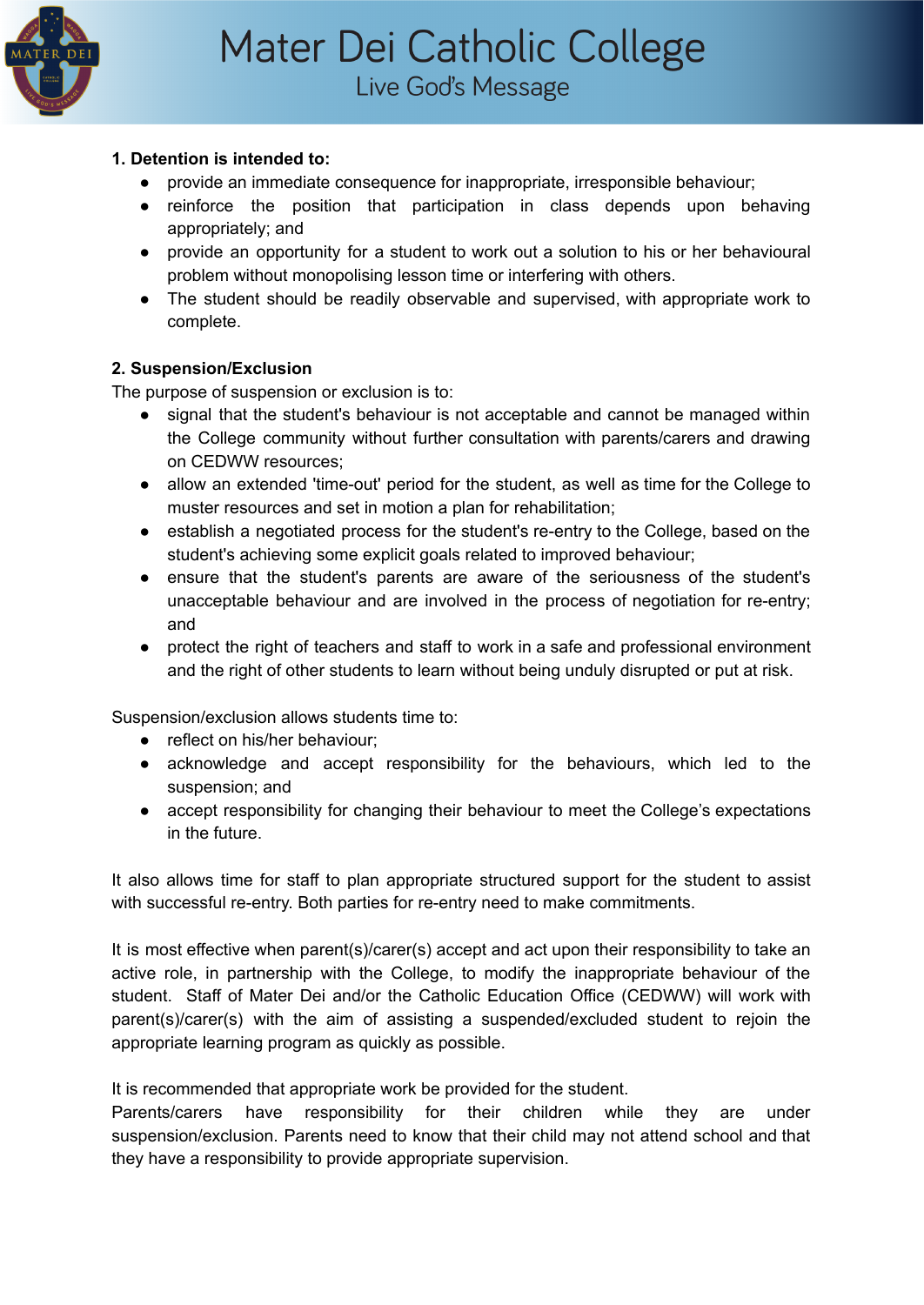**1. Detention is intended to:**

- provide an immediate consequence for inappropriate, irresponsible behaviour;
- reinforce the position that participation in class depends upon behaving appropriately; and
- provide an opportunity for a student to work out a solution to his or her behavioural problem without monopolising lesson time or interfering with others.
- The student should be readily observable and supervised, with appropriate work to complete.

**2. Suspension/Exclusion**

The purpose of suspension or exclusion is to:

- signal that the student's behaviour is not acceptable and cannot be managed within the College community without further consultation with parents/carers and drawing on CEDWW resources;
- allow an extended 'time-out' period for the student, as well as time for the College to muster resources and set in motion a plan for rehabilitation;
- establish a negotiated process for the student's re-entry to the College, based on the student's achieving some explicit goals related to improved behaviour;
- ensure that the student's parents are aware of the seriousness of the student's unacceptable behaviour and are involved in the process of negotiation for re-entry; and
- protect the right of teachers and staff to work in a safe and professional environment and the right of other students to learn without being unduly disrupted or put at risk.

Suspension/exclusion allows students time to:

- reflect on his/her behaviour;
- acknowledge and accept responsibility for the behaviours, which led to the suspension; and
- accept responsibility for changing their behaviour to meet the College's expectations in the future.

It also allows time for staff to plan appropriate structured support for the student to assist with successful re-entry. Both parties for re-entry need to make commitments.

It is most effective when parent(s)/carer(s) accept and act upon their responsibility to take an active role, in partnership with the College, to modify the inappropriate behaviour of the student. Staff of Mater Dei and/or the Catholic Education Office (CEDWW) will work with parent(s)/carer(s) with the aim of assisting a suspended/excluded student to rejoin the appropriate learning program as quickly as possible.

It is recommended that appropriate work be provided for the student.
Parents/carers have responsibility for their children while they are under suspension/exclusion. Parents need to know that their child may not attend school and that they have a responsibility to provide appropriate supervision.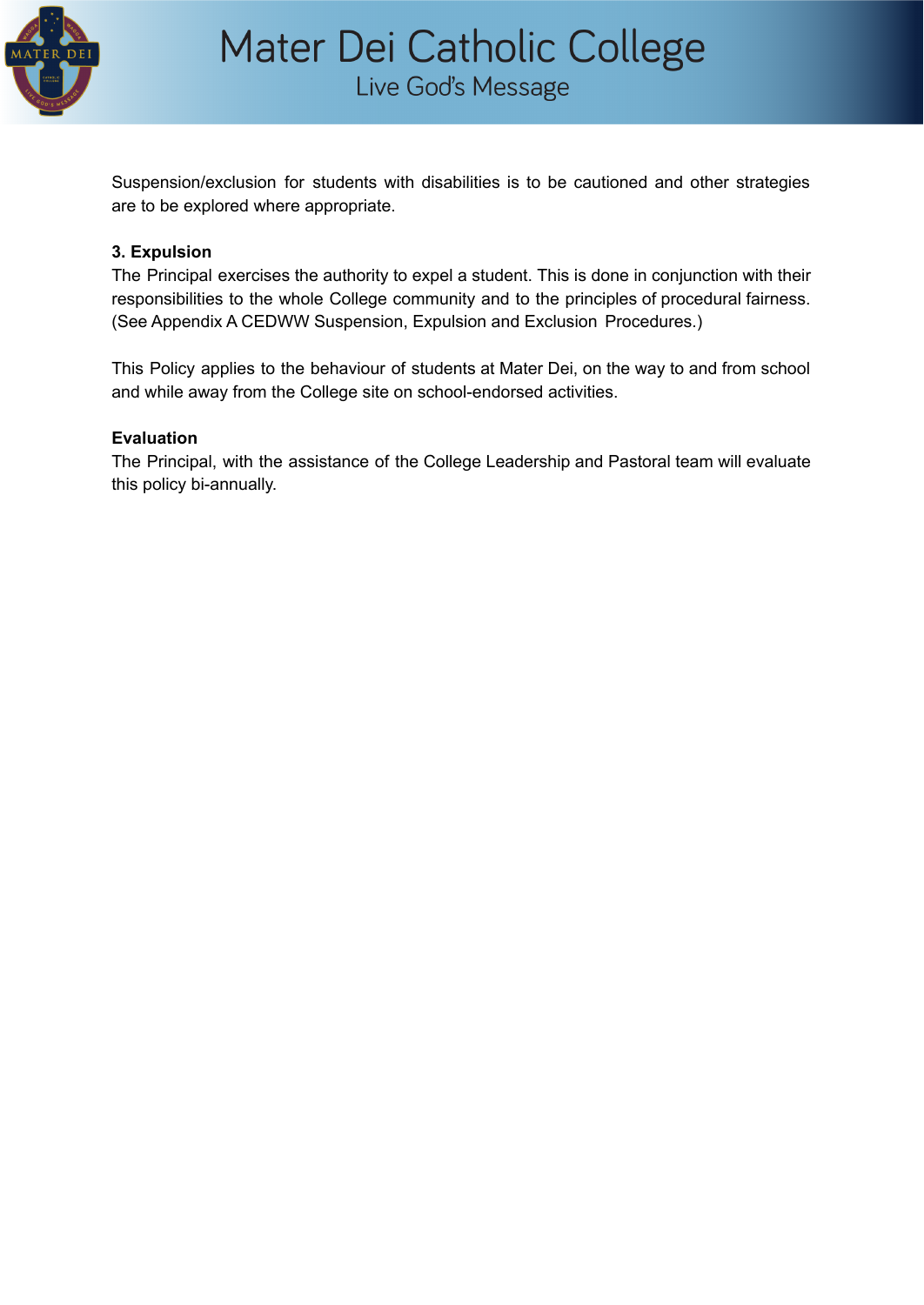Suspension/exclusion for students with disabilities is to be cautioned and other strategies are to be explored where appropriate.

**3. Expulsion**

The Principal exercises the authority to expel a student. This is done in conjunction with their responsibilities to the whole College community and to the principles of procedural fairness. (See Appendix A CEDWW Suspension, Expulsion and Exclusion Procedures.)

This Policy applies to the behaviour of students at Mater Dei, on the way to and from school and while away from the College site on school-endorsed activities.

**Evaluation**

The Principal, with the assistance of the College Leadership and Pastoral team will evaluate this policy bi-annually.